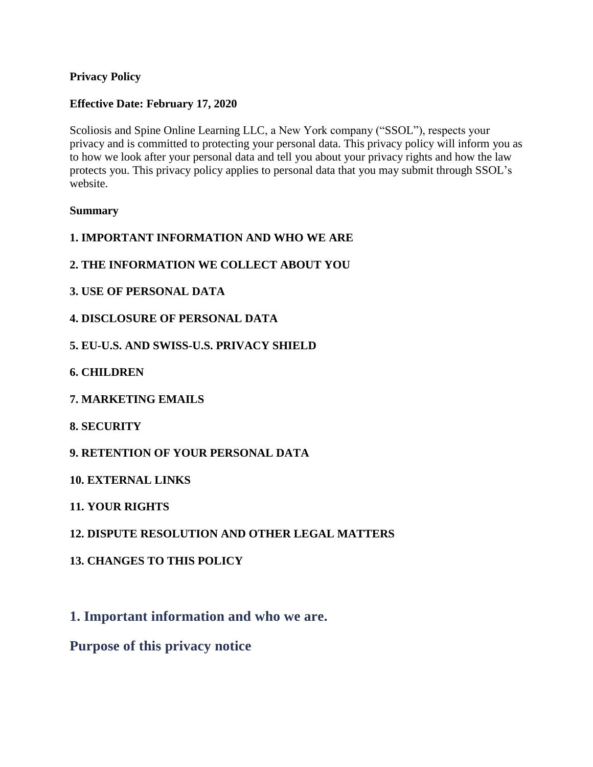**Privacy Policy**

**Effective Date: February 17, 2020**

Scoliosis and Spine Online Learning LLC, a New York company ("SSOL"), respects your privacy and is committed to protecting your personal data. This privacy policy will inform you as to how we look after your personal data and tell you about your privacy rights and how the law protects you. This privacy policy applies to personal data that you may submit through SSOL's website.

**Summary**

**1. IMPORTANT INFORMATION AND WHO WE ARE**

**2. THE INFORMATION WE COLLECT ABOUT YOU**

**3. USE OF PERSONAL DATA**

**4. DISCLOSURE OF PERSONAL DATA**

**5. EU-U.S. AND SWISS-U.S. PRIVACY SHIELD**

**6. CHILDREN**

**7. MARKETING EMAILS**

**8. SECURITY**

**9. RETENTION OF YOUR PERSONAL DATA**

**10. EXTERNAL LINKS**

**11. YOUR RIGHTS**

**12. DISPUTE RESOLUTION AND OTHER LEGAL MATTERS**

**13. CHANGES TO THIS POLICY**

## 1. Important information and who we are.

## Purpose of this privacy notice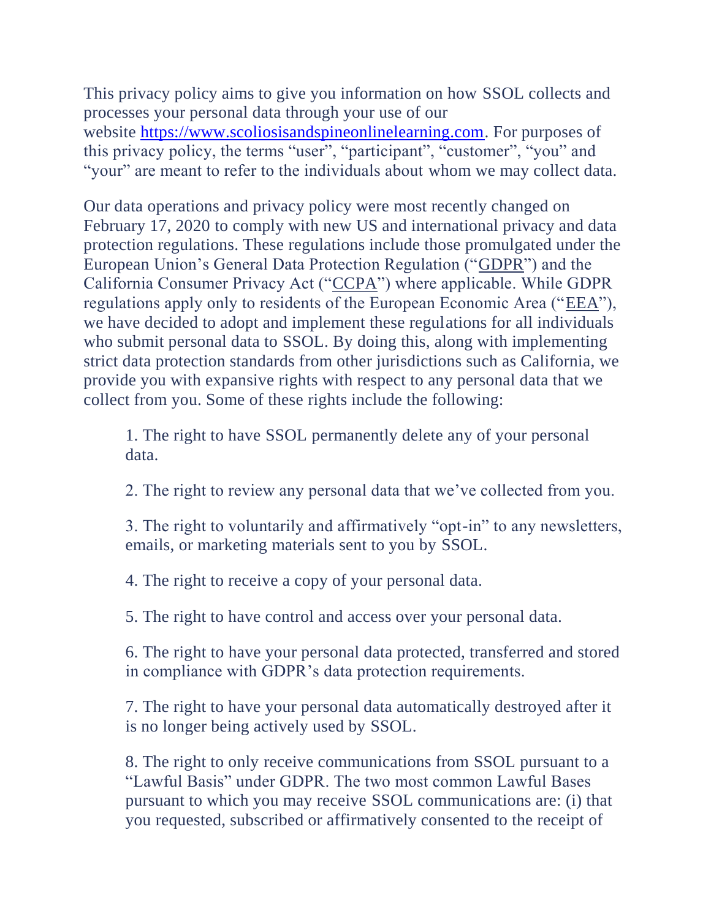This privacy policy aims to give you information on how SSOL collects and processes your personal data through your use of our website [https://www.scoliosisandspineonlinelearning.com](https://www.scoliosisandspineonlinelearning.com). For purposes of this privacy policy, the terms "user", "participant", "customer", "you" and "your" are meant to refer to the individuals about whom we may collect data.

Our data operations and privacy policy were most recently changed on February 17, 2020 to comply with new US and international privacy and data protection regulations. These regulations include those promulgated under the European Union's General Data Protection Regulation ("GDPR") and the California Consumer Privacy Act ("CCPA") where applicable. While GDPR regulations apply only to residents of the European Economic Area ("EEA"), we have decided to adopt and implement these regulations for all individuals who submit personal data to SSOL. By doing this, along with implementing strict data protection standards from other jurisdictions such as California, we provide you with expansive rights with respect to any personal data that we collect from you. Some of these rights include the following:

1. The right to have SSOL permanently delete any of your personal data.

2. The right to review any personal data that we've collected from you.

3. The right to voluntarily and affirmatively "opt-in" to any newsletters, emails, or marketing materials sent to you by SSOL.

4. The right to receive a copy of your personal data.

5. The right to have control and access over your personal data.

6. The right to have your personal data protected, transferred and stored in compliance with GDPR's data protection requirements.

7. The right to have your personal data automatically destroyed after it is no longer being actively used by SSOL.

8. The right to only receive communications from SSOL pursuant to a "Lawful Basis" under GDPR. The two most common Lawful Bases pursuant to which you may receive SSOL communications are: (i) that you requested, subscribed or affirmatively consented to the receipt of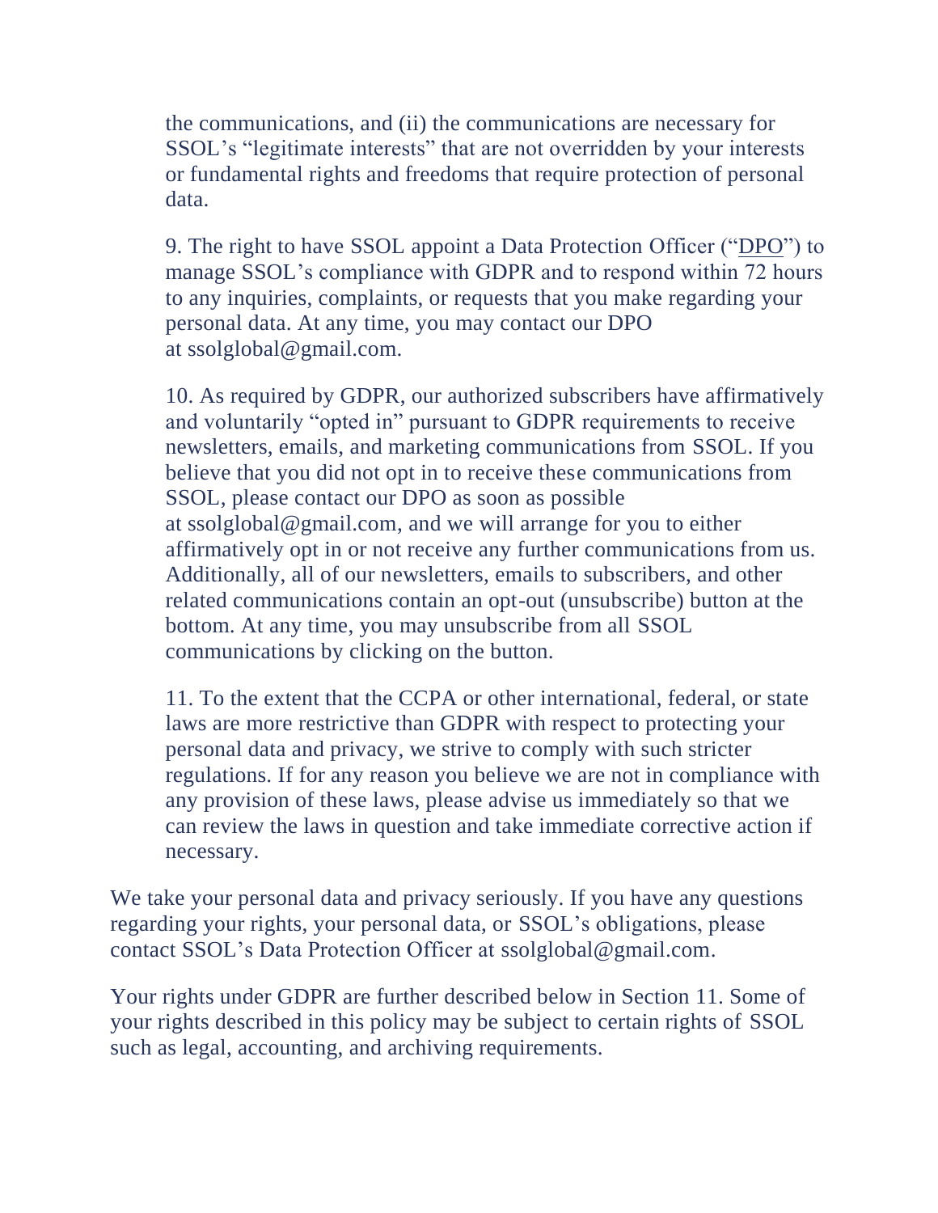the communications, and (ii) the communications are necessary for SSOL's "legitimate interests" that are not overridden by your interests or fundamental rights and freedoms that require protection of personal data.

9. The right to have SSOL appoint a Data Protection Officer ("DPO") to manage SSOL's compliance with GDPR and to respond within 72 hours to any inquiries, complaints, or requests that you make regarding your personal data. At any time, you may contact our DPO at ssolglobal@gmail.com.

10. As required by GDPR, our authorized subscribers have affirmatively and voluntarily "opted in" pursuant to GDPR requirements to receive newsletters, emails, and marketing communications from SSOL. If you believe that you did not opt in to receive these communications from SSOL, please contact our DPO as soon as possible at ssolglobal@gmail.com, and we will arrange for you to either affirmatively opt in or not receive any further communications from us. Additionally, all of our newsletters, emails to subscribers, and other related communications contain an opt-out (unsubscribe) button at the bottom. At any time, you may unsubscribe from all SSOL communications by clicking on the button.

11. To the extent that the CCPA or other international, federal, or state laws are more restrictive than GDPR with respect to protecting your personal data and privacy, we strive to comply with such stricter regulations. If for any reason you believe we are not in compliance with any provision of these laws, please advise us immediately so that we can review the laws in question and take immediate corrective action if necessary.

We take your personal data and privacy seriously. If you have any questions regarding your rights, your personal data, or SSOL's obligations, please contact SSOL's Data Protection Officer at ssolglobal@gmail.com.

Your rights under GDPR are further described below in Section 11. Some of your rights described in this policy may be subject to certain rights of SSOL such as legal, accounting, and archiving requirements.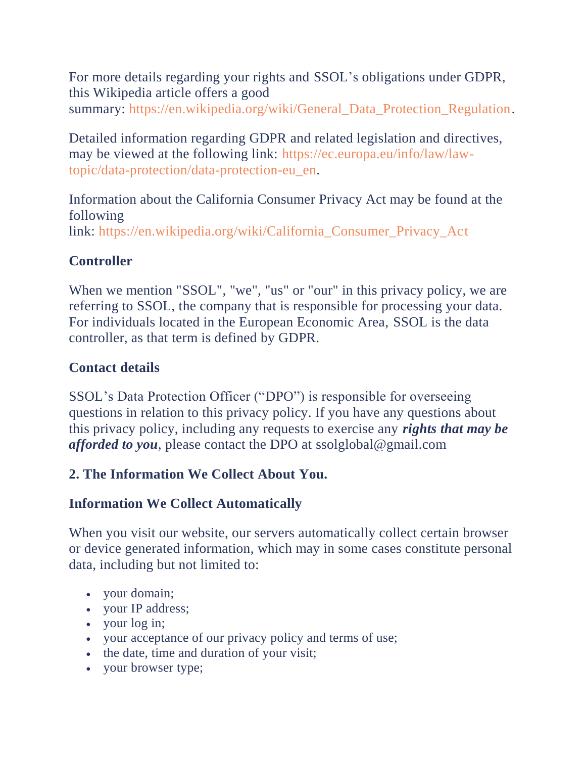For more details regarding your rights and SSOL's obligations under GDPR, this Wikipedia article offers a good summary: https://en.wikipedia.org/wiki/General_Data_Protection_Regulation.

Detailed information regarding GDPR and related legislation and directives, may be viewed at the following link: https://ec.europa.eu/info/law/law-topic/data-protection/data-protection-eu_en.

Information about the California Consumer Privacy Act may be found at the following link: https://en.wikipedia.org/wiki/California_Consumer_Privacy_Act

**Controller**

When we mention "SSOL", "we", "us" or "our" in this privacy policy, we are referring to SSOL, the company that is responsible for processing your data. For individuals located in the European Economic Area, SSOL is the data controller, as that term is defined by GDPR.

**Contact details**

SSOL's Data Protection Officer ("DPO") is responsible for overseeing questions in relation to this privacy policy. If you have any questions about this privacy policy, including any requests to exercise any ***rights that may be afforded to you***, please contact the DPO at ssolglobal@gmail.com

**2. The Information We Collect About You.**

**Information We Collect Automatically**

When you visit our website, our servers automatically collect certain browser or device generated information, which may in some cases constitute personal data, including but not limited to:

- your domain;
- your IP address;
- your log in;
- your acceptance of our privacy policy and terms of use;
- the date, time and duration of your visit;
- your browser type;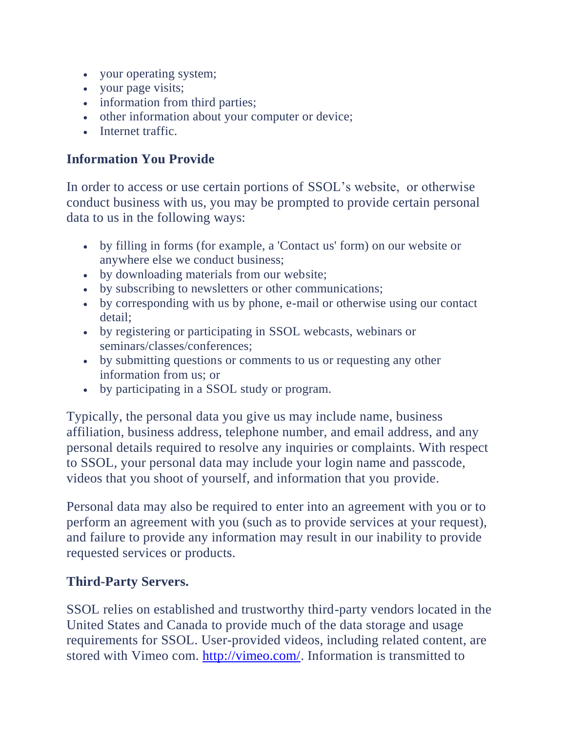- your operating system;
- your page visits;
- information from third parties;
- other information about your computer or device;
- Internet traffic.

### Information You Provide

In order to access or use certain portions of SSOL's website, or otherwise conduct business with us, you may be prompted to provide certain personal data to us in the following ways:

- by filling in forms (for example, a 'Contact us' form) on our website or anywhere else we conduct business;
- by downloading materials from our website;
- by subscribing to newsletters or other communications;
- by corresponding with us by phone, e-mail or otherwise using our contact detail;
- by registering or participating in SSOL webcasts, webinars or seminars/classes/conferences;
- by submitting questions or comments to us or requesting any other information from us; or
- by participating in a SSOL study or program.

Typically, the personal data you give us may include name, business affiliation, business address, telephone number, and email address, and any personal details required to resolve any inquiries or complaints. With respect to SSOL, your personal data may include your login name and passcode, videos that you shoot of yourself, and information that you provide.

Personal data may also be required to enter into an agreement with you or to perform an agreement with you (such as to provide services at your request), and failure to provide any information may result in our inability to provide requested services or products.

### Third-Party Servers.

SSOL relies on established and trustworthy third-party vendors located in the United States and Canada to provide much of the data storage and usage requirements for SSOL. User-provided videos, including related content, are stored with Vimeo com. [http://vimeo.com/](http://vimeo.com/). Information is transmitted to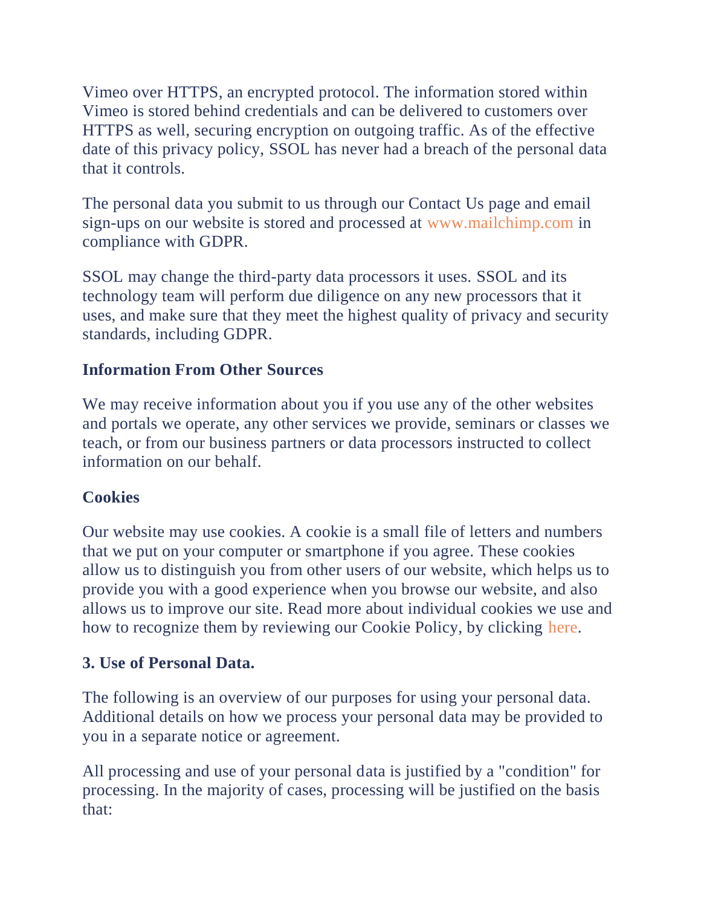Vimeo over HTTPS, an encrypted protocol. The information stored within Vimeo is stored behind credentials and can be delivered to customers over HTTPS as well, securing encryption on outgoing traffic. As of the effective date of this privacy policy, SSOL has never had a breach of the personal data that it controls.

The personal data you submit to us through our Contact Us page and email sign-ups on our website is stored and processed at www.mailchimp.com in compliance with GDPR.

SSOL may change the third-party data processors it uses. SSOL and its technology team will perform due diligence on any new processors that it uses, and make sure that they meet the highest quality of privacy and security standards, including GDPR.

**Information From Other Sources**

We may receive information about you if you use any of the other websites and portals we operate, any other services we provide, seminars or classes we teach, or from our business partners or data processors instructed to collect information on our behalf.

**Cookies**

Our website may use cookies. A cookie is a small file of letters and numbers that we put on your computer or smartphone if you agree. These cookies allow us to distinguish you from other users of our website, which helps us to provide you with a good experience when you browse our website, and also allows us to improve our site. Read more about individual cookies we use and how to recognize them by reviewing our Cookie Policy, by clicking here.

**3. Use of Personal Data.**

The following is an overview of our purposes for using your personal data. Additional details on how we process your personal data may be provided to you in a separate notice or agreement.

All processing and use of your personal data is justified by a "condition" for processing. In the majority of cases, processing will be justified on the basis that: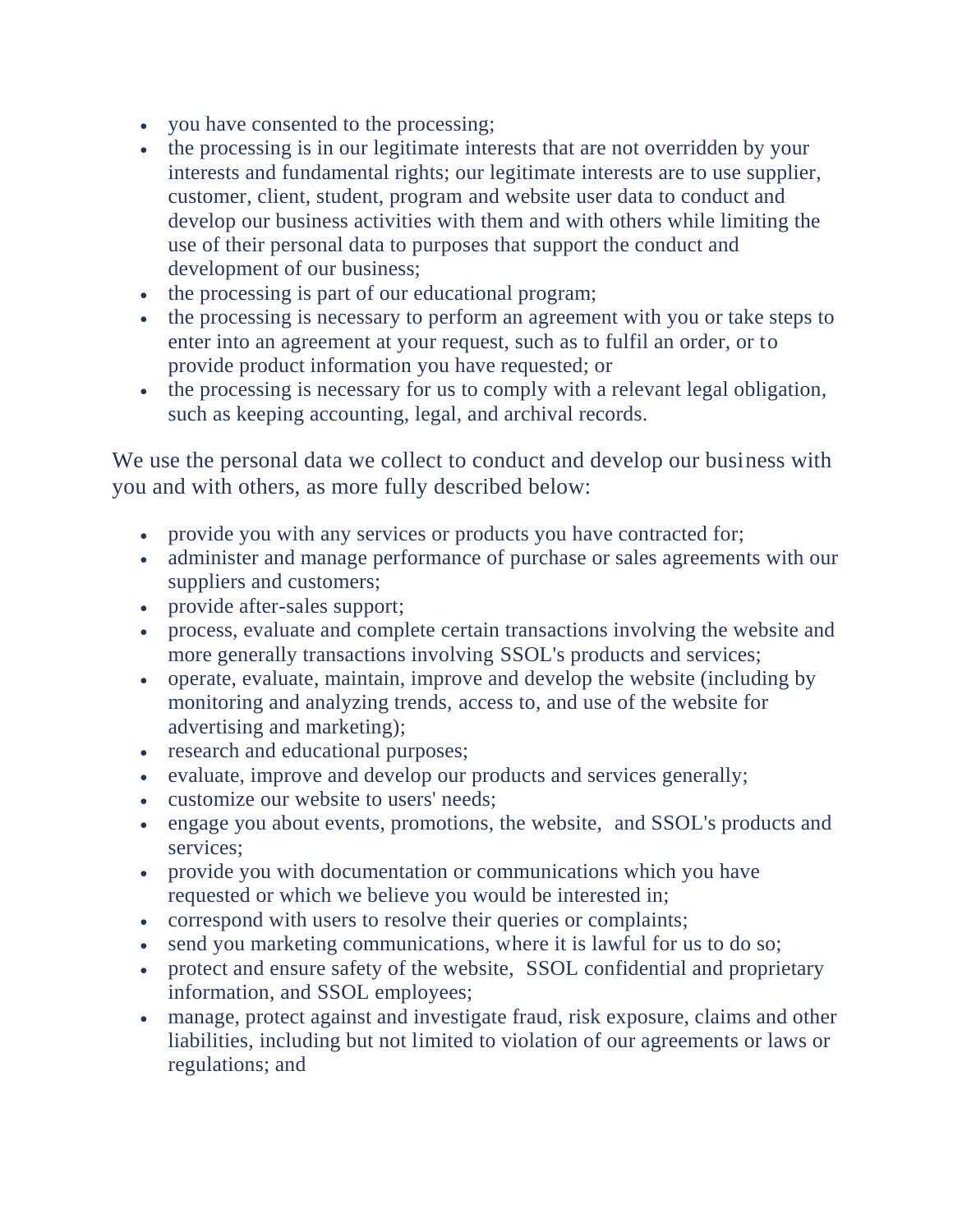- you have consented to the processing;
- the processing is in our legitimate interests that are not overridden by your interests and fundamental rights; our legitimate interests are to use supplier, customer, client, student, program and website user data to conduct and develop our business activities with them and with others while limiting the use of their personal data to purposes that support the conduct and development of our business;
- the processing is part of our educational program;
- the processing is necessary to perform an agreement with you or take steps to enter into an agreement at your request, such as to fulfil an order, or to provide product information you have requested; or
- the processing is necessary for us to comply with a relevant legal obligation, such as keeping accounting, legal, and archival records.

We use the personal data we collect to conduct and develop our business with you and with others, as more fully described below:

- provide you with any services or products you have contracted for;
- administer and manage performance of purchase or sales agreements with our suppliers and customers;
- provide after-sales support;
- process, evaluate and complete certain transactions involving the website and more generally transactions involving SSOL's products and services;
- operate, evaluate, maintain, improve and develop the website (including by monitoring and analyzing trends, access to, and use of the website for advertising and marketing);
- research and educational purposes;
- evaluate, improve and develop our products and services generally;
- customize our website to users' needs;
- engage you about events, promotions, the website, and SSOL's products and services;
- provide you with documentation or communications which you have requested or which we believe you would be interested in;
- correspond with users to resolve their queries or complaints;
- send you marketing communications, where it is lawful for us to do so;
- protect and ensure safety of the website, SSOL confidential and proprietary information, and SSOL employees;
- manage, protect against and investigate fraud, risk exposure, claims and other liabilities, including but not limited to violation of our agreements or laws or regulations; and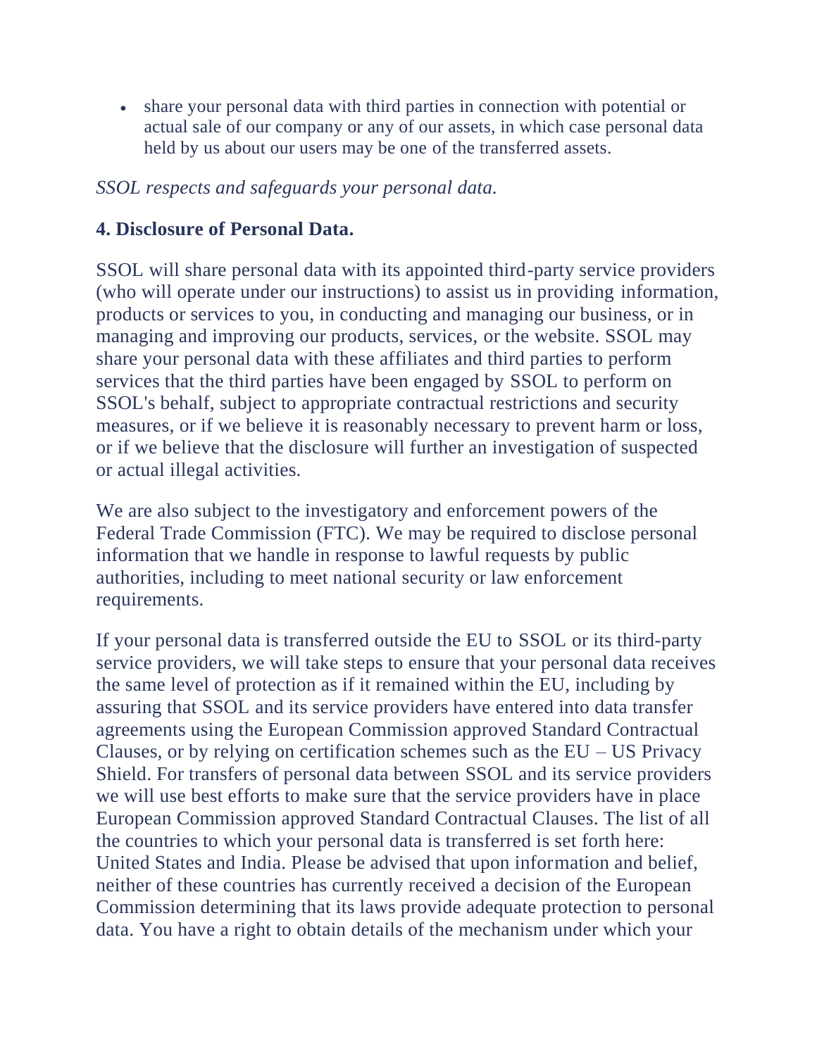- share your personal data with third parties in connection with potential or actual sale of our company or any of our assets, in which case personal data held by us about our users may be one of the transferred assets.

*SSOL respects and safeguards your personal data.*

**4. Disclosure of Personal Data.**

SSOL will share personal data with its appointed third-party service providers (who will operate under our instructions) to assist us in providing information, products or services to you, in conducting and managing our business, or in managing and improving our products, services, or the website. SSOL may share your personal data with these affiliates and third parties to perform services that the third parties have been engaged by SSOL to perform on SSOL's behalf, subject to appropriate contractual restrictions and security measures, or if we believe it is reasonably necessary to prevent harm or loss, or if we believe that the disclosure will further an investigation of suspected or actual illegal activities.

We are also subject to the investigatory and enforcement powers of the Federal Trade Commission (FTC). We may be required to disclose personal information that we handle in response to lawful requests by public authorities, including to meet national security or law enforcement requirements.

If your personal data is transferred outside the EU to SSOL or its third-party service providers, we will take steps to ensure that your personal data receives the same level of protection as if it remained within the EU, including by assuring that SSOL and its service providers have entered into data transfer agreements using the European Commission approved Standard Contractual Clauses, or by relying on certification schemes such as the EU – US Privacy Shield. For transfers of personal data between SSOL and its service providers we will use best efforts to make sure that the service providers have in place European Commission approved Standard Contractual Clauses. The list of all the countries to which your personal data is transferred is set forth here: United States and India. Please be advised that upon information and belief, neither of these countries has currently received a decision of the European Commission determining that its laws provide adequate protection to personal data. You have a right to obtain details of the mechanism under which your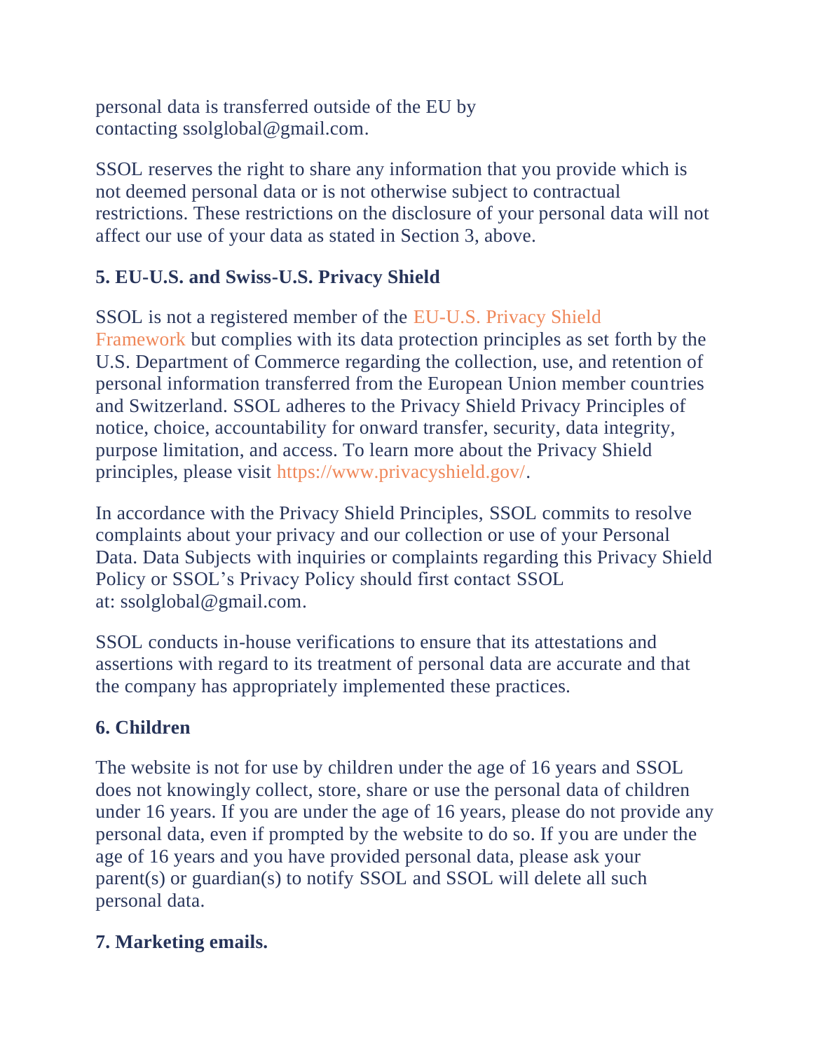personal data is transferred outside of the EU by contacting ssolglobal@gmail.com.

SSOL reserves the right to share any information that you provide which is not deemed personal data or is not otherwise subject to contractual restrictions. These restrictions on the disclosure of your personal data will not affect our use of your data as stated in Section 3, above.

**5. EU-U.S. and Swiss-U.S. Privacy Shield**

SSOL is not a registered member of the EU-U.S. Privacy Shield Framework but complies with its data protection principles as set forth by the U.S. Department of Commerce regarding the collection, use, and retention of personal information transferred from the European Union member countries and Switzerland. SSOL adheres to the Privacy Shield Privacy Principles of notice, choice, accountability for onward transfer, security, data integrity, purpose limitation, and access. To learn more about the Privacy Shield principles, please visit https://www.privacyshield.gov/.

In accordance with the Privacy Shield Principles, SSOL commits to resolve complaints about your privacy and our collection or use of your Personal Data. Data Subjects with inquiries or complaints regarding this Privacy Shield Policy or SSOL's Privacy Policy should first contact SSOL at: ssolglobal@gmail.com.

SSOL conducts in-house verifications to ensure that its attestations and assertions with regard to its treatment of personal data are accurate and that the company has appropriately implemented these practices.

**6. Children**

The website is not for use by children under the age of 16 years and SSOL does not knowingly collect, store, share or use the personal data of children under 16 years. If you are under the age of 16 years, please do not provide any personal data, even if prompted by the website to do so. If you are under the age of 16 years and you have provided personal data, please ask your parent(s) or guardian(s) to notify SSOL and SSOL will delete all such personal data.

**7. Marketing emails.**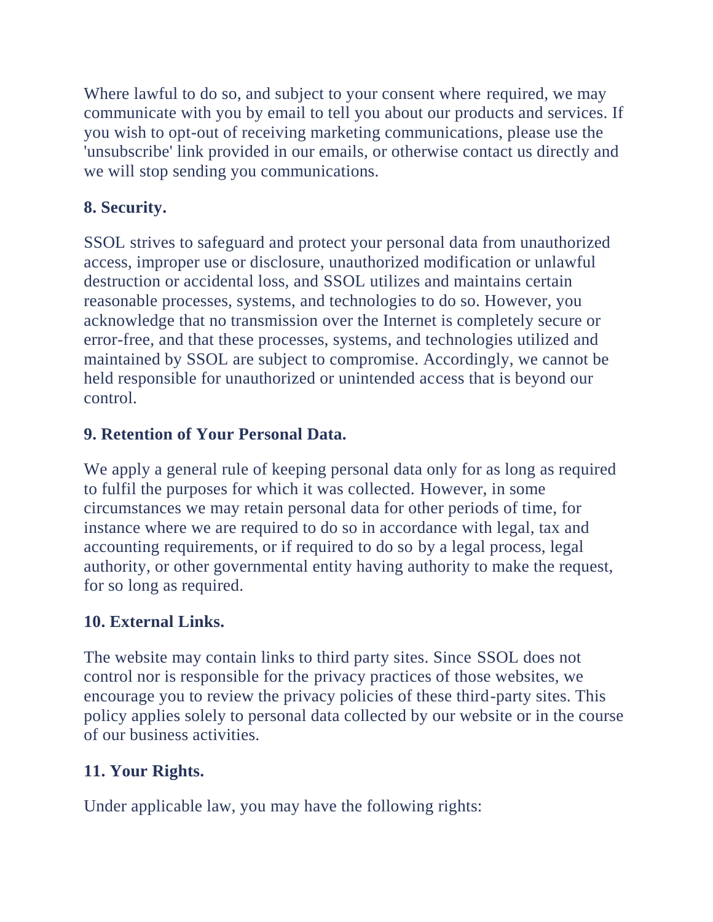Where lawful to do so, and subject to your consent where required, we may communicate with you by email to tell you about our products and services. If you wish to opt-out of receiving marketing communications, please use the 'unsubscribe' link provided in our emails, or otherwise contact us directly and we will stop sending you communications.

**8. Security.**

SSOL strives to safeguard and protect your personal data from unauthorized access, improper use or disclosure, unauthorized modification or unlawful destruction or accidental loss, and SSOL utilizes and maintains certain reasonable processes, systems, and technologies to do so. However, you acknowledge that no transmission over the Internet is completely secure or error-free, and that these processes, systems, and technologies utilized and maintained by SSOL are subject to compromise. Accordingly, we cannot be held responsible for unauthorized or unintended access that is beyond our control.

**9. Retention of Your Personal Data.**

We apply a general rule of keeping personal data only for as long as required to fulfil the purposes for which it was collected. However, in some circumstances we may retain personal data for other periods of time, for instance where we are required to do so in accordance with legal, tax and accounting requirements, or if required to do so by a legal process, legal authority, or other governmental entity having authority to make the request, for so long as required.

**10. External Links.**

The website may contain links to third party sites. Since SSOL does not control nor is responsible for the privacy practices of those websites, we encourage you to review the privacy policies of these third-party sites. This policy applies solely to personal data collected by our website or in the course of our business activities.

**11. Your Rights.**

Under applicable law, you may have the following rights: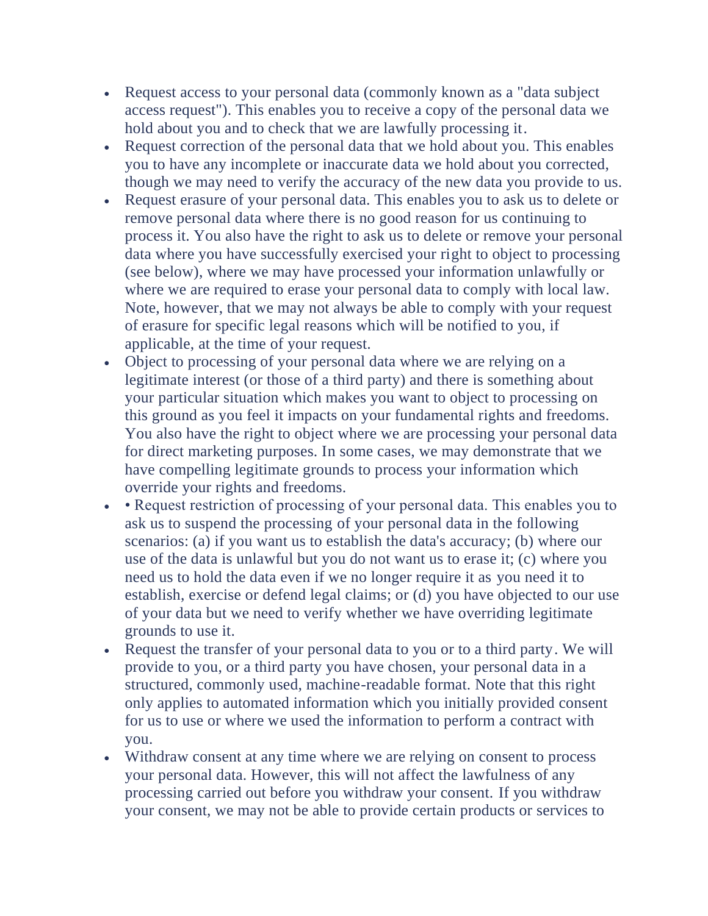- Request access to your personal data (commonly known as a "data subject access request"). This enables you to receive a copy of the personal data we hold about you and to check that we are lawfully processing it.
- Request correction of the personal data that we hold about you. This enables you to have any incomplete or inaccurate data we hold about you corrected, though we may need to verify the accuracy of the new data you provide to us.
- Request erasure of your personal data. This enables you to ask us to delete or remove personal data where there is no good reason for us continuing to process it. You also have the right to ask us to delete or remove your personal data where you have successfully exercised your right to object to processing (see below), where we may have processed your information unlawfully or where we are required to erase your personal data to comply with local law. Note, however, that we may not always be able to comply with your request of erasure for specific legal reasons which will be notified to you, if applicable, at the time of your request.
- Object to processing of your personal data where we are relying on a legitimate interest (or those of a third party) and there is something about your particular situation which makes you want to object to processing on this ground as you feel it impacts on your fundamental rights and freedoms. You also have the right to object where we are processing your personal data for direct marketing purposes. In some cases, we may demonstrate that we have compelling legitimate grounds to process your information which override your rights and freedoms.
- • Request restriction of processing of your personal data. This enables you to ask us to suspend the processing of your personal data in the following scenarios: (a) if you want us to establish the data's accuracy; (b) where our use of the data is unlawful but you do not want us to erase it; (c) where you need us to hold the data even if we no longer require it as you need it to establish, exercise or defend legal claims; or (d) you have objected to our use of your data but we need to verify whether we have overriding legitimate grounds to use it.
- Request the transfer of your personal data to you or to a third party. We will provide to you, or a third party you have chosen, your personal data in a structured, commonly used, machine-readable format. Note that this right only applies to automated information which you initially provided consent for us to use or where we used the information to perform a contract with you.
- Withdraw consent at any time where we are relying on consent to process your personal data. However, this will not affect the lawfulness of any processing carried out before you withdraw your consent. If you withdraw your consent, we may not be able to provide certain products or services to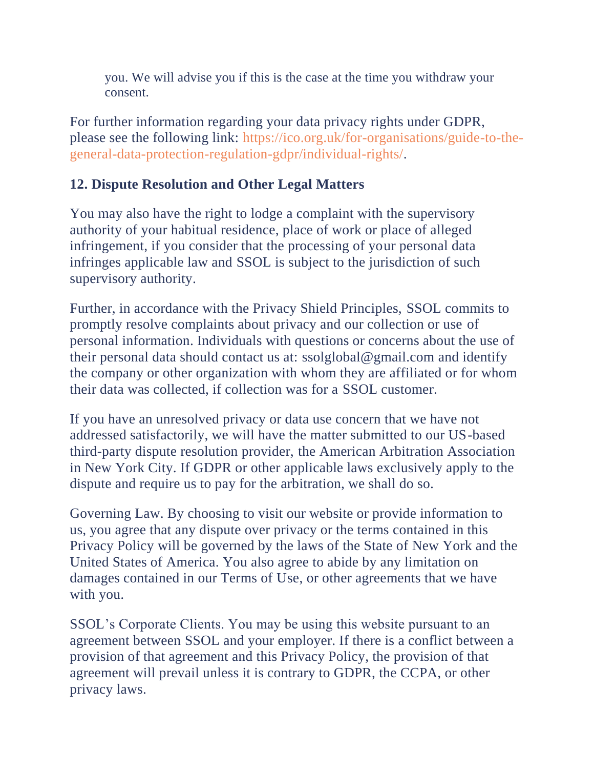you. We will advise you if this is the case at the time you withdraw your consent.

For further information regarding your data privacy rights under GDPR, please see the following link: https://ico.org.uk/for-organisations/guide-to-the-general-data-protection-regulation-gdpr/individual-rights/.

## 12. Dispute Resolution and Other Legal Matters

You may also have the right to lodge a complaint with the supervisory authority of your habitual residence, place of work or place of alleged infringement, if you consider that the processing of your personal data infringes applicable law and SSOL is subject to the jurisdiction of such supervisory authority.

Further, in accordance with the Privacy Shield Principles, SSOL commits to promptly resolve complaints about privacy and our collection or use of personal information. Individuals with questions or concerns about the use of their personal data should contact us at: ssolglobal@gmail.com and identify the company or other organization with whom they are affiliated or for whom their data was collected, if collection was for a SSOL customer.

If you have an unresolved privacy or data use concern that we have not addressed satisfactorily, we will have the matter submitted to our US-based third-party dispute resolution provider, the American Arbitration Association in New York City. If GDPR or other applicable laws exclusively apply to the dispute and require us to pay for the arbitration, we shall do so.

Governing Law. By choosing to visit our website or provide information to us, you agree that any dispute over privacy or the terms contained in this Privacy Policy will be governed by the laws of the State of New York and the United States of America. You also agree to abide by any limitation on damages contained in our Terms of Use, or other agreements that we have with you.

SSOL's Corporate Clients. You may be using this website pursuant to an agreement between SSOL and your employer. If there is a conflict between a provision of that agreement and this Privacy Policy, the provision of that agreement will prevail unless it is contrary to GDPR, the CCPA, or other privacy laws.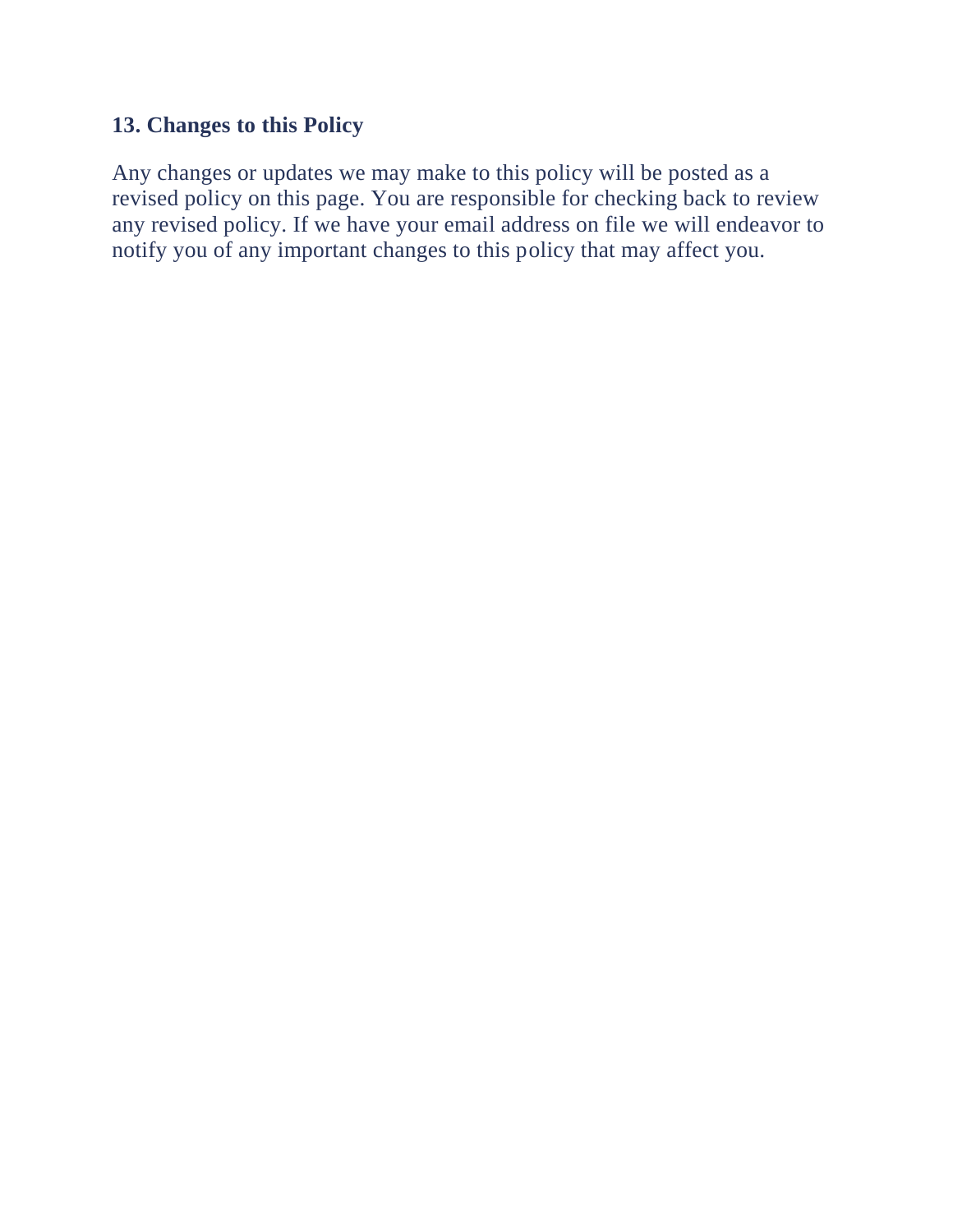**13. Changes to this Policy**

Any changes or updates we may make to this policy will be posted as a revised policy on this page. You are responsible for checking back to review any revised policy. If we have your email address on file we will endeavor to notify you of any important changes to this policy that may affect you.